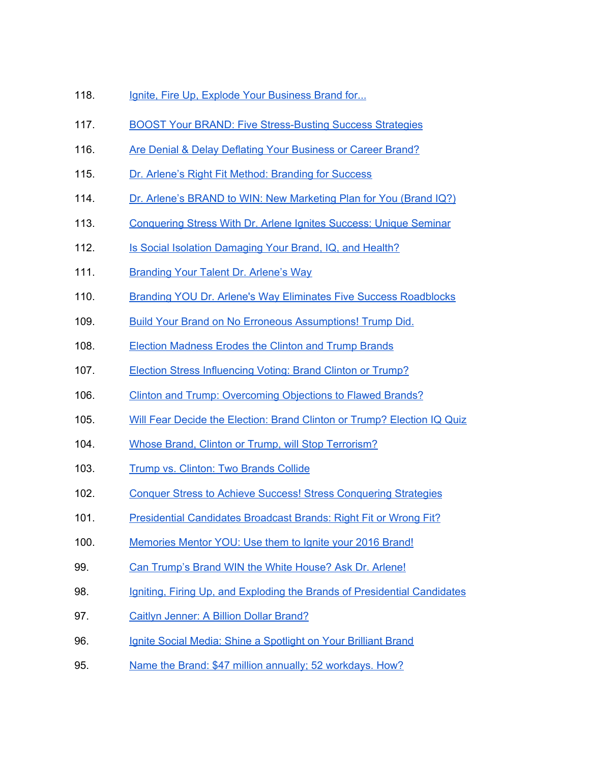118. Ignite, Fire Up, Explode Your Business Brand for...

117. BOOST Your BRAND: Five Stress-Busting Success Strategies

116. Are Denial & Delay Deflating Your Business or Career Brand?

115. Dr. Arlene's Right Fit Method: Branding for Success

114. Dr. Arlene's BRAND to WIN: New Marketing Plan for You (Brand IQ?)

113. Conquering Stress With Dr. Arlene Ignites Success: Unique Seminar

112. Is Social Isolation Damaging Your Brand, IQ, and Health?

111. Branding Your Talent Dr. Arlene's Way

110. Branding YOU Dr. Arlene's Way Eliminates Five Success Roadblocks

109. Build Your Brand on No Erroneous Assumptions! Trump Did.

108. Election Madness Erodes the Clinton and Trump Brands

107. Election Stress Influencing Voting: Brand Clinton or Trump?

106. Clinton and Trump: Overcoming Objections to Flawed Brands?

105. Will Fear Decide the Election: Brand Clinton or Trump? Election IQ Quiz

104. Whose Brand, Clinton or Trump, will Stop Terrorism?

103. Trump vs. Clinton: Two Brands Collide

102. Conquer Stress to Achieve Success! Stress Conquering Strategies

101. Presidential Candidates Broadcast Brands: Right Fit or Wrong Fit?

100. Memories Mentor YOU: Use them to Ignite your 2016 Brand!

99. Can Trump's Brand WIN the White House? Ask Dr. Arlene!

98. Igniting, Firing Up, and Exploding the Brands of Presidential Candidates

97. Caitlyn Jenner: A Billion Dollar Brand?

96. Ignite Social Media: Shine a Spotlight on Your Brilliant Brand

95. Name the Brand: $47 million annually; 52 workdays. How?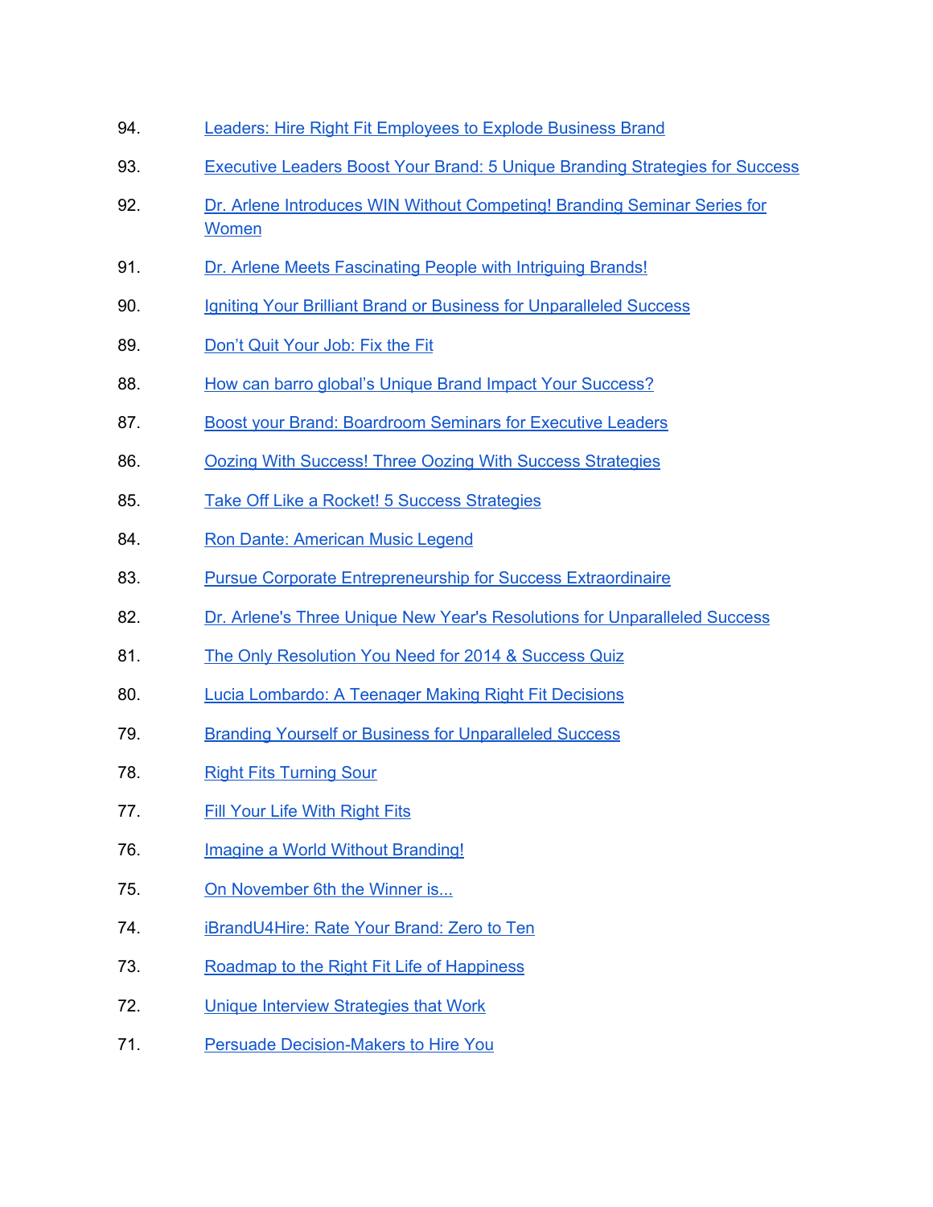94. Leaders: Hire Right Fit Employees to Explode Business Brand

93. Executive Leaders Boost Your Brand: 5 Unique Branding Strategies for Success

92. Dr. Arlene Introduces WIN Without Competing! Branding Seminar Series for Women

91. Dr. Arlene Meets Fascinating People with Intriguing Brands!

90. Igniting Your Brilliant Brand or Business for Unparalleled Success

89. Don't Quit Your Job: Fix the Fit

88. How can barro global's Unique Brand Impact Your Success?

87. Boost your Brand: Boardroom Seminars for Executive Leaders

86. Oozing With Success! Three Oozing With Success Strategies

85. Take Off Like a Rocket! 5 Success Strategies

84. Ron Dante: American Music Legend

83. Pursue Corporate Entrepreneurship for Success Extraordinaire

82. Dr. Arlene's Three Unique New Year's Resolutions for Unparalleled Success

81. The Only Resolution You Need for 2014 & Success Quiz

80. Lucia Lombardo: A Teenager Making Right Fit Decisions

79. Branding Yourself or Business for Unparalleled Success

78. Right Fits Turning Sour

77. Fill Your Life With Right Fits

76. Imagine a World Without Branding!

75. On November 6th the Winner is...

74. iBrandU4Hire: Rate Your Brand: Zero to Ten

73. Roadmap to the Right Fit Life of Happiness

72. Unique Interview Strategies that Work

71. Persuade Decision-Makers to Hire You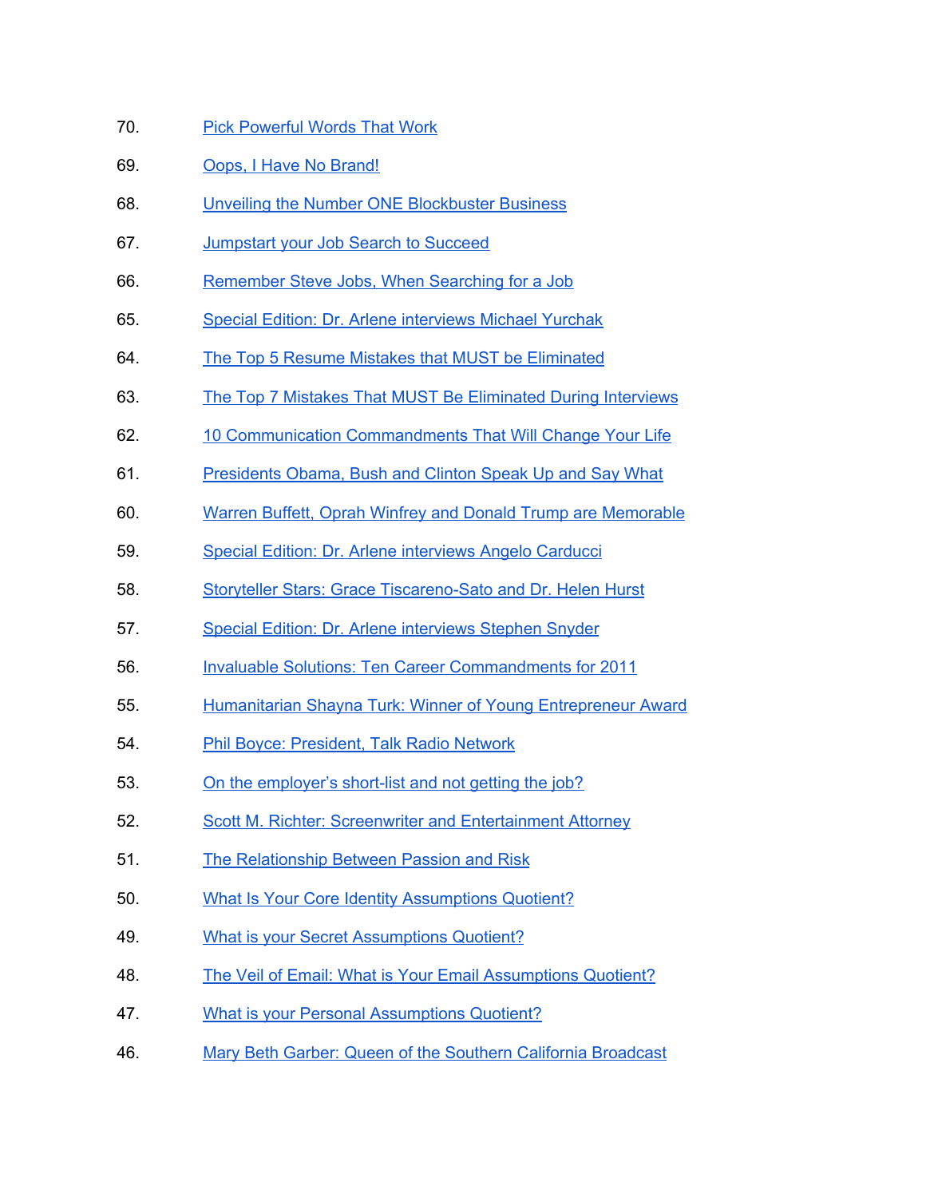70. Pick Powerful Words That Work

69. Oops, I Have No Brand!

68. Unveiling the Number ONE Blockbuster Business

67. Jumpstart your Job Search to Succeed

66. Remember Steve Jobs, When Searching for a Job

65. Special Edition: Dr. Arlene interviews Michael Yurchak

64. The Top 5 Resume Mistakes that MUST be Eliminated

63. The Top 7 Mistakes That MUST Be Eliminated During Interviews

62. 10 Communication Commandments That Will Change Your Life

61. Presidents Obama, Bush and Clinton Speak Up and Say What

60. Warren Buffett, Oprah Winfrey and Donald Trump are Memorable

59. Special Edition: Dr. Arlene interviews Angelo Carducci

58. Storyteller Stars: Grace Tiscareno-Sato and Dr. Helen Hurst

57. Special Edition: Dr. Arlene interviews Stephen Snyder

56. Invaluable Solutions: Ten Career Commandments for 2011

55. Humanitarian Shayna Turk: Winner of Young Entrepreneur Award

54. Phil Boyce: President, Talk Radio Network

53. On the employer's short-list and not getting the job?

52. Scott M. Richter: Screenwriter and Entertainment Attorney

51. The Relationship Between Passion and Risk

50. What Is Your Core Identity Assumptions Quotient?

49. What is your Secret Assumptions Quotient?

48. The Veil of Email: What is Your Email Assumptions Quotient?

47. What is your Personal Assumptions Quotient?

46. Mary Beth Garber: Queen of the Southern California Broadcast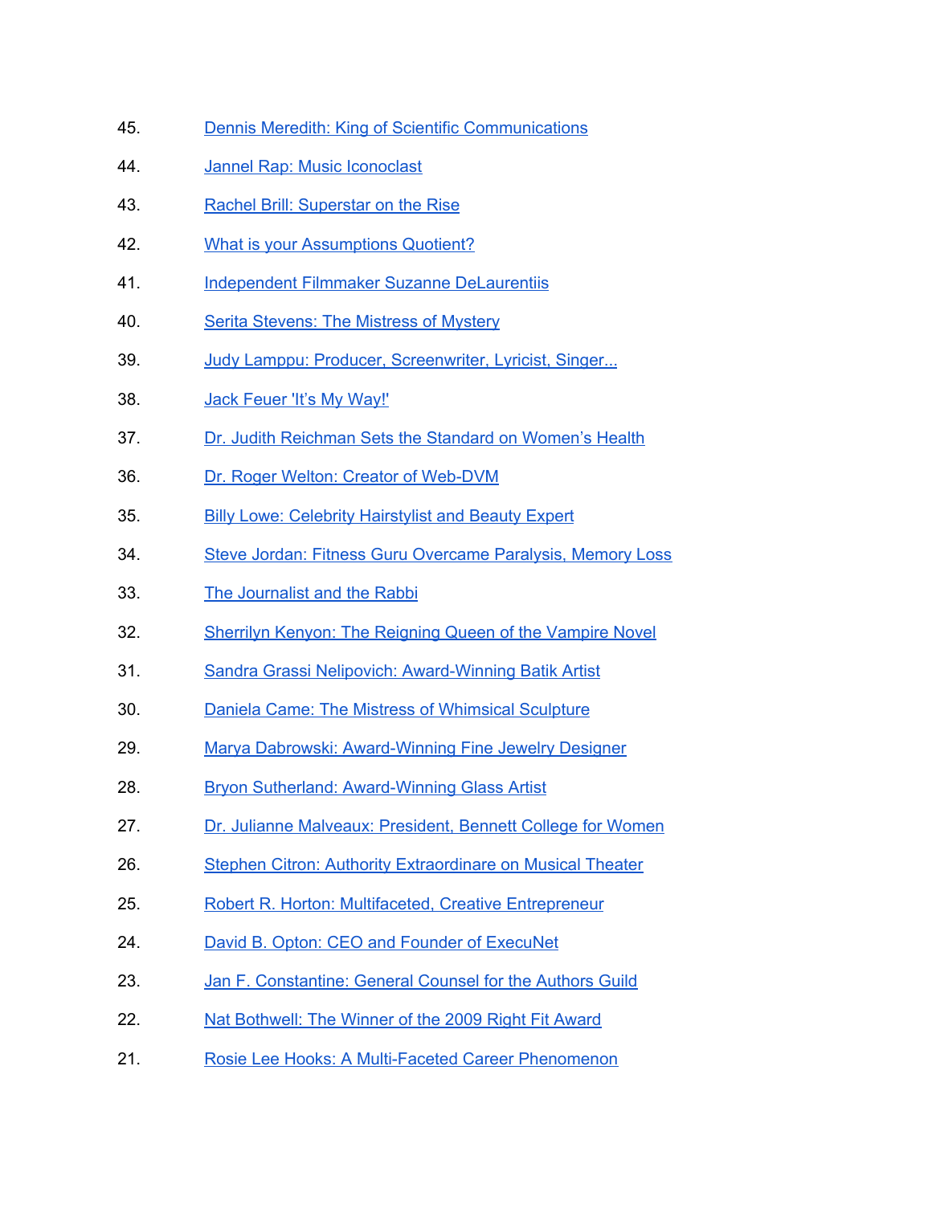45. Dennis Meredith: King of Scientific Communications

44. Jannel Rap: Music Iconoclast

43. Rachel Brill: Superstar on the Rise

42. What is your Assumptions Quotient?

41. Independent Filmmaker Suzanne DeLaurentiis

40. Serita Stevens: The Mistress of Mystery

39. Judy Lamppu: Producer, Screenwriter, Lyricist, Singer...

38. Jack Feuer 'It's My Way!'

37. Dr. Judith Reichman Sets the Standard on Women's Health

36. Dr. Roger Welton: Creator of Web-DVM

35. Billy Lowe: Celebrity Hairstylist and Beauty Expert

34. Steve Jordan: Fitness Guru Overcame Paralysis, Memory Loss

33. The Journalist and the Rabbi

32. Sherrilyn Kenyon: The Reigning Queen of the Vampire Novel

31. Sandra Grassi Nelipovich: Award-Winning Batik Artist

30. Daniela Came: The Mistress of Whimsical Sculpture

29. Marya Dabrowski: Award-Winning Fine Jewelry Designer

28. Bryon Sutherland: Award-Winning Glass Artist

27. Dr. Julianne Malveaux: President, Bennett College for Women

26. Stephen Citron: Authority Extraordinare on Musical Theater

25. Robert R. Horton: Multifaceted, Creative Entrepreneur

24. David B. Opton: CEO and Founder of ExecuNet

23. Jan F. Constantine: General Counsel for the Authors Guild

22. Nat Bothwell: The Winner of the 2009 Right Fit Award

21. Rosie Lee Hooks: A Multi-Faceted Career Phenomenon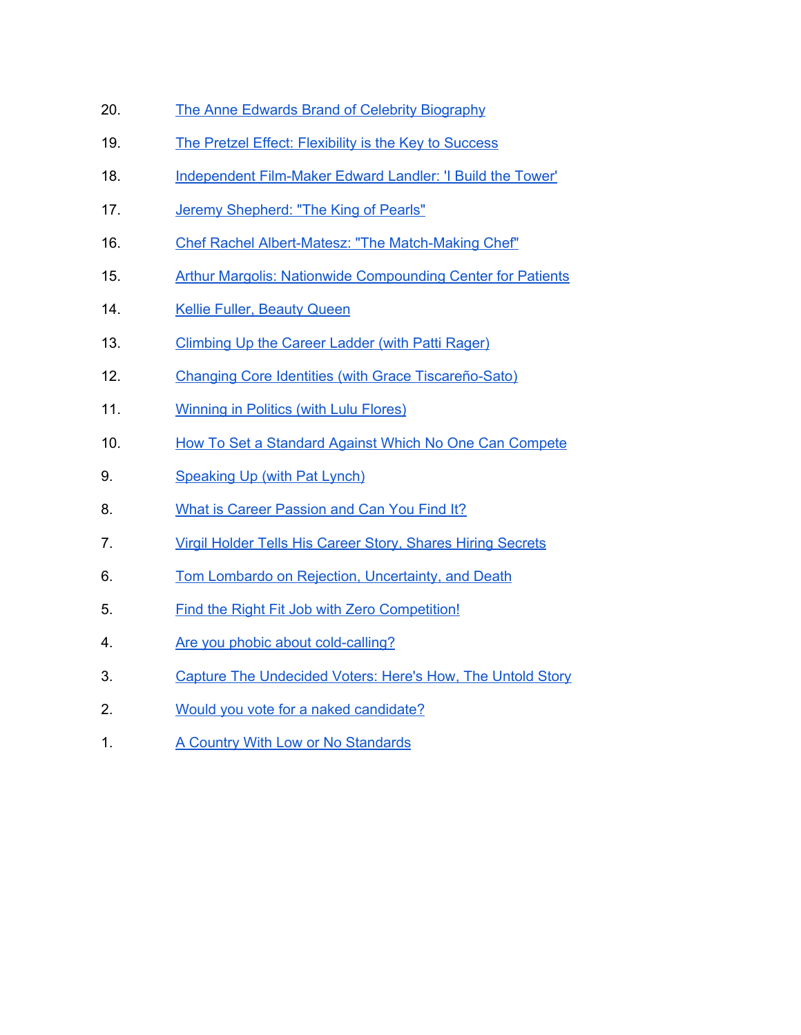20. The Anne Edwards Brand of Celebrity Biography

19. The Pretzel Effect: Flexibility is the Key to Success

18. Independent Film-Maker Edward Landler: 'I Build the Tower'

17. Jeremy Shepherd: "The King of Pearls"

16. Chef Rachel Albert-Matesz: "The Match-Making Chef"

15. Arthur Margolis: Nationwide Compounding Center for Patients

14. Kellie Fuller, Beauty Queen

13. Climbing Up the Career Ladder (with Patti Rager)

12. Changing Core Identities (with Grace Tiscareño-Sato)

11. Winning in Politics (with Lulu Flores)

10. How To Set a Standard Against Which No One Can Compete

9. Speaking Up (with Pat Lynch)

8. What is Career Passion and Can You Find It?

7. Virgil Holder Tells His Career Story, Shares Hiring Secrets

6. Tom Lombardo on Rejection, Uncertainty, and Death

5. Find the Right Fit Job with Zero Competition!

4. Are you phobic about cold-calling?

3. Capture The Undecided Voters: Here's How, The Untold Story

2. Would you vote for a naked candidate?

1. A Country With Low or No Standards